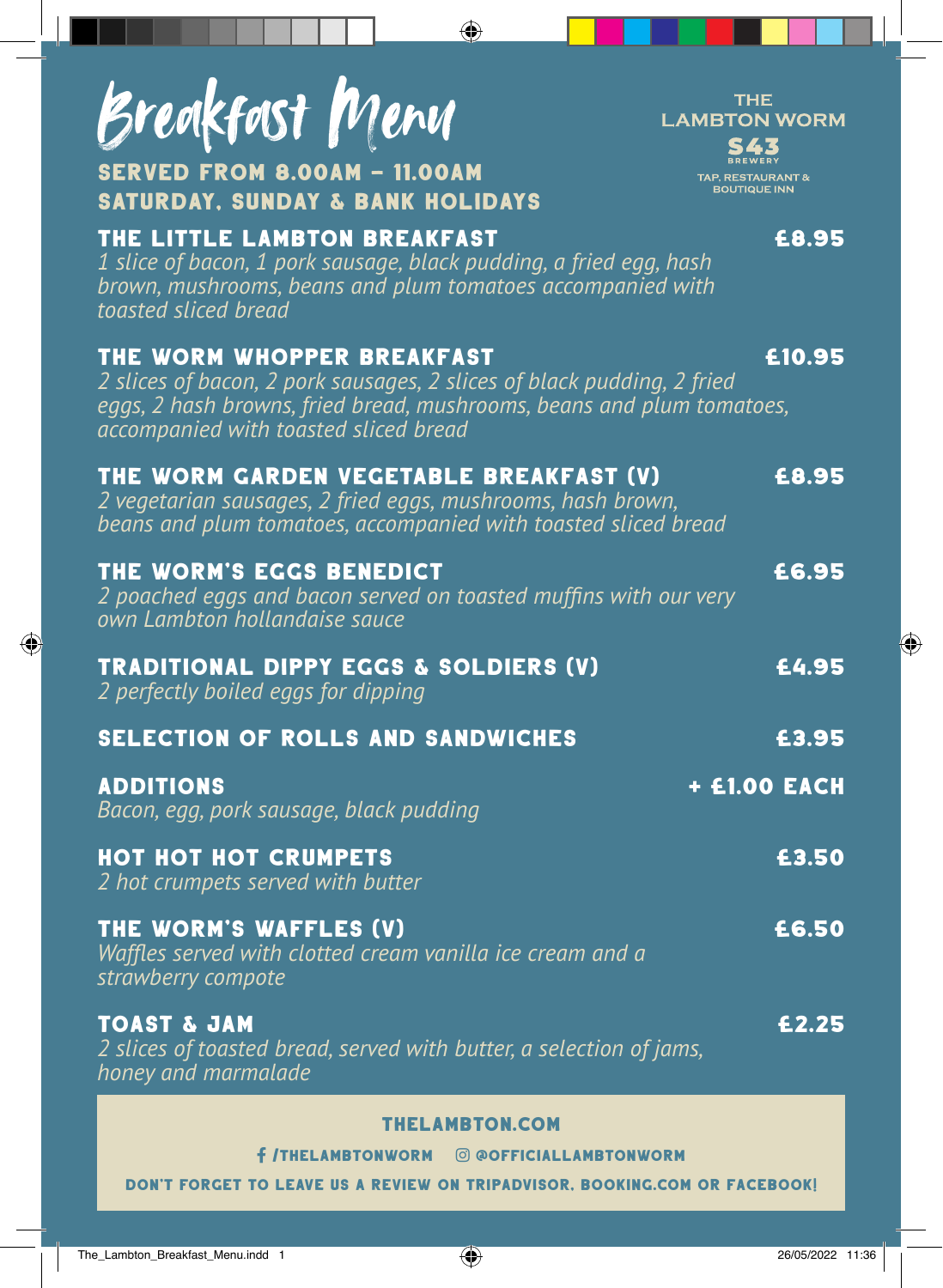# Breakfast Menu

**SERVED FROM 8.00AM – 11.00AM**
**SATURDAY, SUNDAY & BANK HOLIDAYS**

THE LAMBTON WORM
S43 BREWERY
TAP, RESTAURANT & BOUTIQUE INN

### THE LITTLE LAMBTON BREAKFAST — £8.95
*1 slice of bacon, 1 pork sausage, black pudding, a fried egg, hash brown, mushrooms, beans and plum tomatoes accompanied with toasted sliced bread*

### THE WORM WHOPPER BREAKFAST — £10.95
*2 slices of bacon, 2 pork sausages, 2 slices of black pudding, 2 fried eggs, 2 hash browns, fried bread, mushrooms, beans and plum tomatoes, accompanied with toasted sliced bread*

### THE WORM GARDEN VEGETABLE BREAKFAST (V) — £8.95
*2 vegetarian sausages, 2 fried eggs, mushrooms, hash brown, beans and plum tomatoes, accompanied with toasted sliced bread*

### THE WORM'S EGGS BENEDICT — £6.95
*2 poached eggs and bacon served on toasted muffins with our very own Lambton hollandaise sauce*

### TRADITIONAL DIPPY EGGS & SOLDIERS (V) — £4.95
*2 perfectly boiled eggs for dipping*

### SELECTION OF ROLLS AND SANDWICHES — £3.95

### ADDITIONS — + £1.00 EACH
*Bacon, egg, pork sausage, black pudding*

### HOT HOT HOT CRUMPETS — £3.50
*2 hot crumpets served with butter*

### THE WORM'S WAFFLES (V) — £6.50
*Waffles served with clotted cream vanilla ice cream and a strawberry compote*

### TOAST & JAM — £2.25
*2 slices of toasted bread, served with butter, a selection of jams, honey and marmalade*

**THELAMBTON.COM**

/THELAMBTONWORM @OFFICIALLAMBTONWORM

DON'T FORGET TO LEAVE US A REVIEW ON TRIPADVISOR, BOOKING.COM OR FACEBOOK!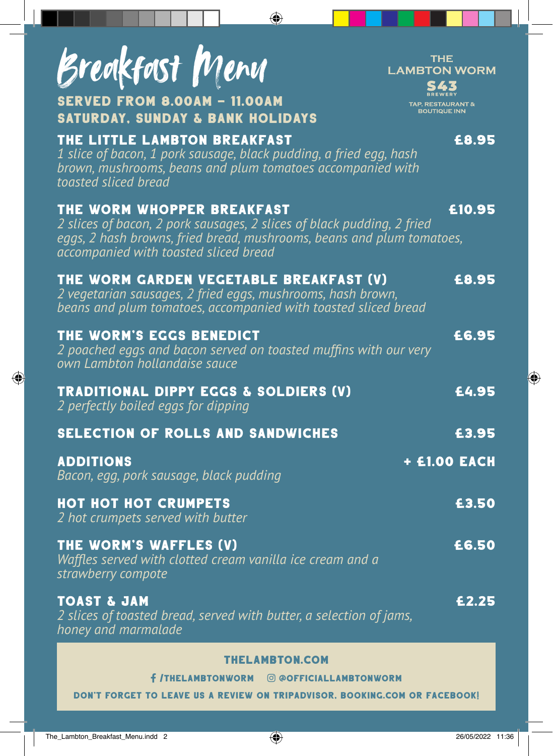# Breakfast Menu

**SERVED FROM 8.00AM – 11.00AM**
**SATURDAY, SUNDAY & BANK HOLIDAYS**

THE LAMBTON WORM
S43 BREWERY
TAP, RESTAURANT & BOUTIQUE INN

## THE LITTLE LAMBTON BREAKFAST — £8.95

*1 slice of bacon, 1 pork sausage, black pudding, a fried egg, hash brown, mushrooms, beans and plum tomatoes accompanied with toasted sliced bread*

## THE WORM WHOPPER BREAKFAST — £10.95

*2 slices of bacon, 2 pork sausages, 2 slices of black pudding, 2 fried eggs, 2 hash browns, fried bread, mushrooms, beans and plum tomatoes, accompanied with toasted sliced bread*

## THE WORM GARDEN VEGETABLE BREAKFAST (V) — £8.95

*2 vegetarian sausages, 2 fried eggs, mushrooms, hash brown, beans and plum tomatoes, accompanied with toasted sliced bread*

## THE WORM'S EGGS BENEDICT — £6.95

*2 poached eggs and bacon served on toasted muffins with our very own Lambton hollandaise sauce*

## TRADITIONAL DIPPY EGGS & SOLDIERS (V) — £4.95

*2 perfectly boiled eggs for dipping*

## SELECTION OF ROLLS AND SANDWICHES — £3.95

## ADDITIONS — + £1.00 EACH

*Bacon, egg, pork sausage, black pudding*

## HOT HOT HOT CRUMPETS — £3.50

*2 hot crumpets served with butter*

## THE WORM'S WAFFLES (V) — £6.50

*Waffles served with clotted cream vanilla ice cream and a strawberry compote*

## TOAST & JAM — £2.25

*2 slices of toasted bread, served with butter, a selection of jams, honey and marmalade*

**THELAMBTON.COM**

/THELAMBTONWORM @OFFICIALLAMBTONWORM

DON'T FORGET TO LEAVE US A REVIEW ON TRIPADVISOR, BOOKING.COM OR FACEBOOK!